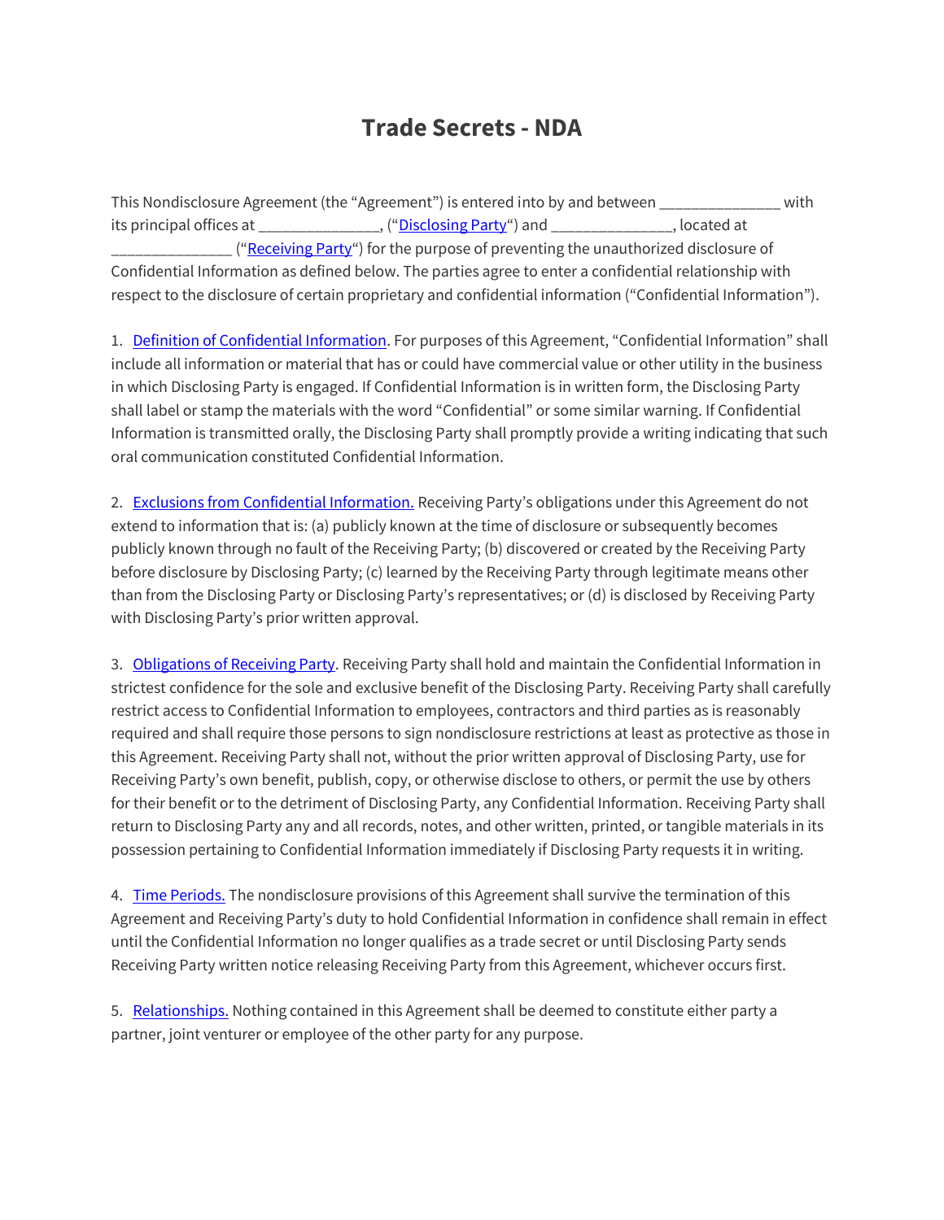# Trade Secrets - NDA

This Nondisclosure Agreement (the "Agreement") is entered into by and between _______________ with its principal offices at _______________, ("Disclosing Party") and _______________, located at _______________ ("Receiving Party") for the purpose of preventing the unauthorized disclosure of Confidential Information as defined below. The parties agree to enter a confidential relationship with respect to the disclosure of certain proprietary and confidential information ("Confidential Information").

1. Definition of Confidential Information. For purposes of this Agreement, "Confidential Information" shall include all information or material that has or could have commercial value or other utility in the business in which Disclosing Party is engaged. If Confidential Information is in written form, the Disclosing Party shall label or stamp the materials with the word "Confidential" or some similar warning. If Confidential Information is transmitted orally, the Disclosing Party shall promptly provide a writing indicating that such oral communication constituted Confidential Information.

2. Exclusions from Confidential Information. Receiving Party's obligations under this Agreement do not extend to information that is: (a) publicly known at the time of disclosure or subsequently becomes publicly known through no fault of the Receiving Party; (b) discovered or created by the Receiving Party before disclosure by Disclosing Party; (c) learned by the Receiving Party through legitimate means other than from the Disclosing Party or Disclosing Party's representatives; or (d) is disclosed by Receiving Party with Disclosing Party's prior written approval.

3. Obligations of Receiving Party. Receiving Party shall hold and maintain the Confidential Information in strictest confidence for the sole and exclusive benefit of the Disclosing Party. Receiving Party shall carefully restrict access to Confidential Information to employees, contractors and third parties as is reasonably required and shall require those persons to sign nondisclosure restrictions at least as protective as those in this Agreement. Receiving Party shall not, without the prior written approval of Disclosing Party, use for Receiving Party's own benefit, publish, copy, or otherwise disclose to others, or permit the use by others for their benefit or to the detriment of Disclosing Party, any Confidential Information. Receiving Party shall return to Disclosing Party any and all records, notes, and other written, printed, or tangible materials in its possession pertaining to Confidential Information immediately if Disclosing Party requests it in writing.

4. Time Periods. The nondisclosure provisions of this Agreement shall survive the termination of this Agreement and Receiving Party's duty to hold Confidential Information in confidence shall remain in effect until the Confidential Information no longer qualifies as a trade secret or until Disclosing Party sends Receiving Party written notice releasing Receiving Party from this Agreement, whichever occurs first.

5. Relationships. Nothing contained in this Agreement shall be deemed to constitute either party a partner, joint venturer or employee of the other party for any purpose.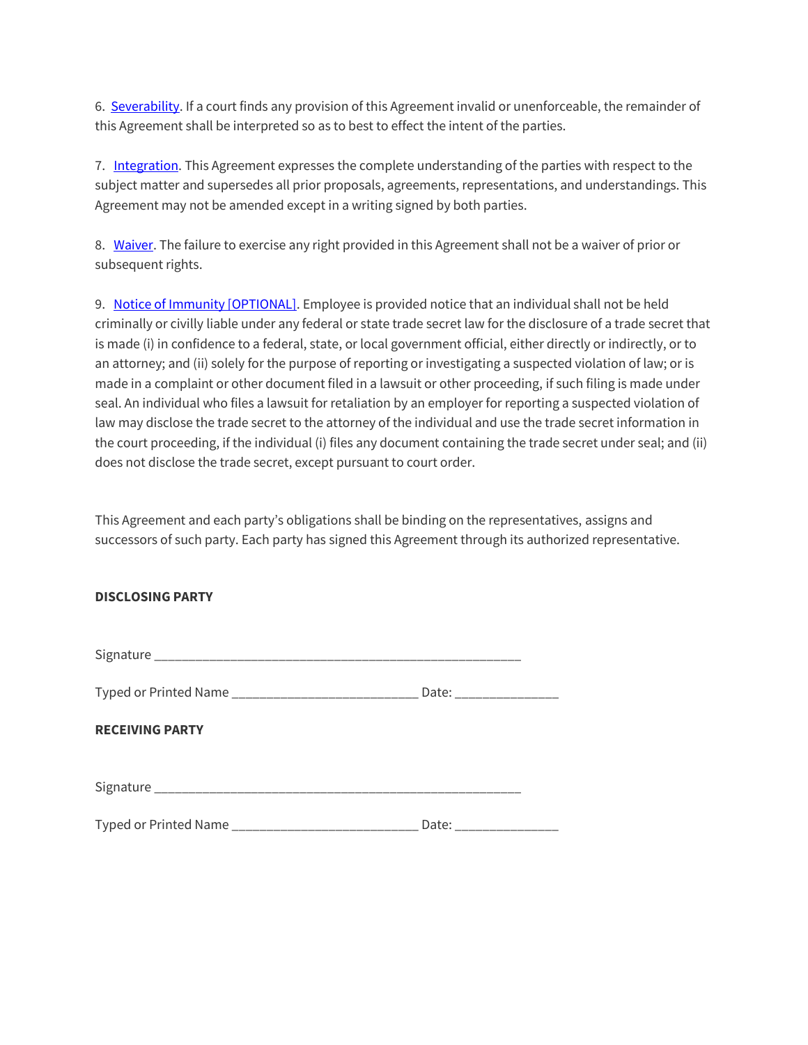6. Severability. If a court finds any provision of this Agreement invalid or unenforceable, the remainder of this Agreement shall be interpreted so as to best to effect the intent of the parties.

7. Integration. This Agreement expresses the complete understanding of the parties with respect to the subject matter and supersedes all prior proposals, agreements, representations, and understandings. This Agreement may not be amended except in a writing signed by both parties.

8. Waiver. The failure to exercise any right provided in this Agreement shall not be a waiver of prior or subsequent rights.

9. Notice of Immunity [OPTIONAL]. Employee is provided notice that an individual shall not be held criminally or civilly liable under any federal or state trade secret law for the disclosure of a trade secret that is made (i) in confidence to a federal, state, or local government official, either directly or indirectly, or to an attorney; and (ii) solely for the purpose of reporting or investigating a suspected violation of law; or is made in a complaint or other document filed in a lawsuit or other proceeding, if such filing is made under seal. An individual who files a lawsuit for retaliation by an employer for reporting a suspected violation of law may disclose the trade secret to the attorney of the individual and use the trade secret information in the court proceeding, if the individual (i) files any document containing the trade secret under seal; and (ii) does not disclose the trade secret, except pursuant to court order.

This Agreement and each party's obligations shall be binding on the representatives, assigns and successors of such party. Each party has signed this Agreement through its authorized representative.

**DISCLOSING PARTY**

Signature ______________________________________________________

Typed or Printed Name ____________________________ Date: _______________

**RECEIVING PARTY**

Signature ______________________________________________________

Typed or Printed Name ____________________________ Date: _______________